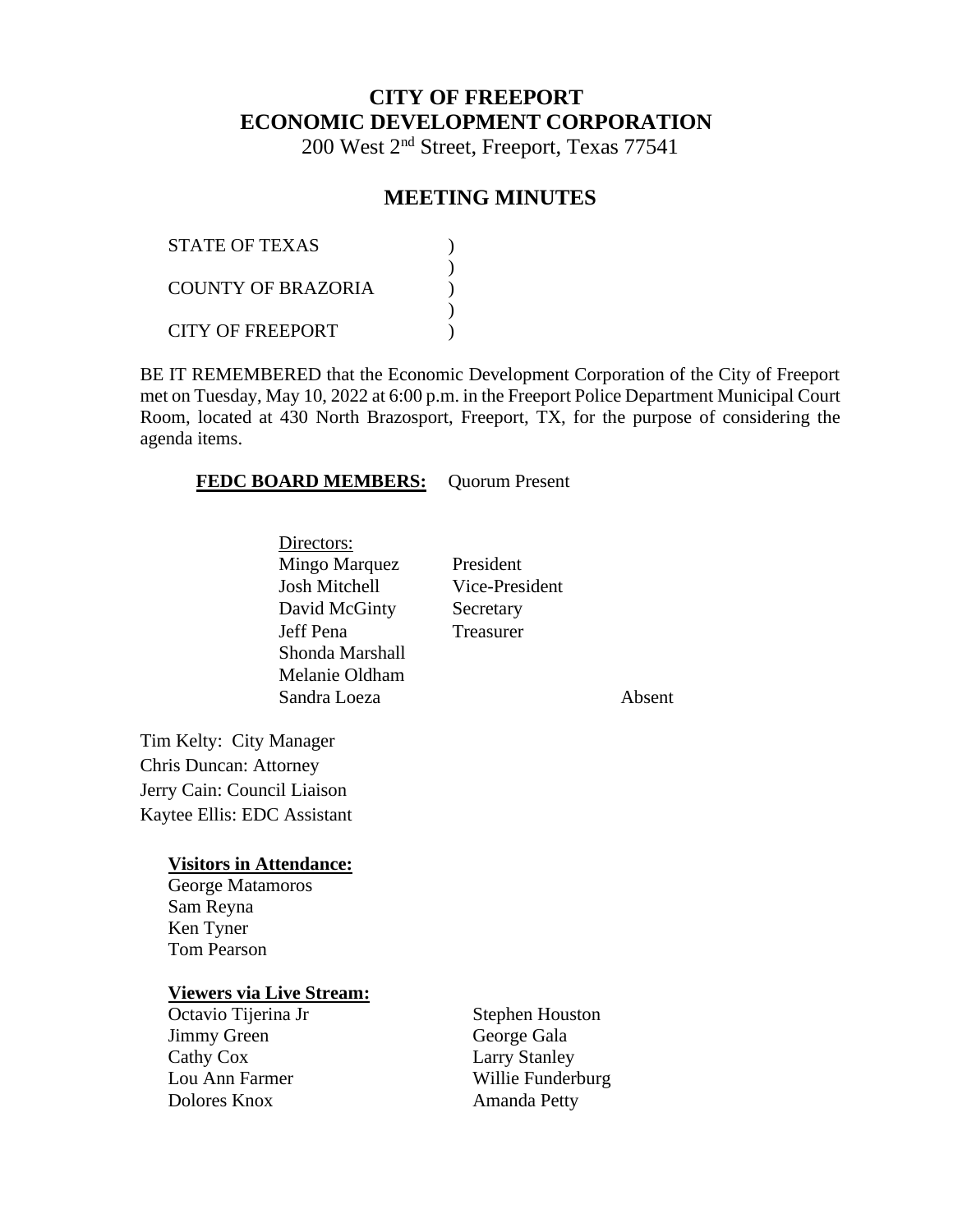# CITY OF FREEPORT
# ECONOMIC DEVELOPMENT CORPORATION

200 West 2nd Street, Freeport, Texas 77541

## MEETING MINUTES

STATE OF TEXAS )
)
COUNTY OF BRAZORIA )
)
CITY OF FREEPORT )

BE IT REMEMBERED that the Economic Development Corporation of the City of Freeport met on Tuesday, May 10, 2022 at 6:00 p.m. in the Freeport Police Department Municipal Court Room, located at 430 North Brazosport, Freeport, TX, for the purpose of considering the agenda items.

**FEDC BOARD MEMBERS:** Quorum Present

| Directors: | | |
|---|---|---|
| Mingo Marquez | President | |
| Josh Mitchell | Vice-President | |
| David McGinty | Secretary | |
| Jeff Pena | Treasurer | |
| Shonda Marshall | | |
| Melanie Oldham | | |
| Sandra Loeza | | Absent |

Tim Kelty: City Manager
Chris Duncan: Attorney
Jerry Cain: Council Liaison
Kaytee Ellis: EDC Assistant

**Visitors in Attendance:**

George Matamoros
Sam Reyna
Ken Tyner
Tom Pearson

**Viewers via Live Stream:**

Octavio Tijerina Jr
Jimmy Green
Cathy Cox
Lou Ann Farmer
Dolores Knox
Stephen Houston
George Gala
Larry Stanley
Willie Funderburg
Amanda Petty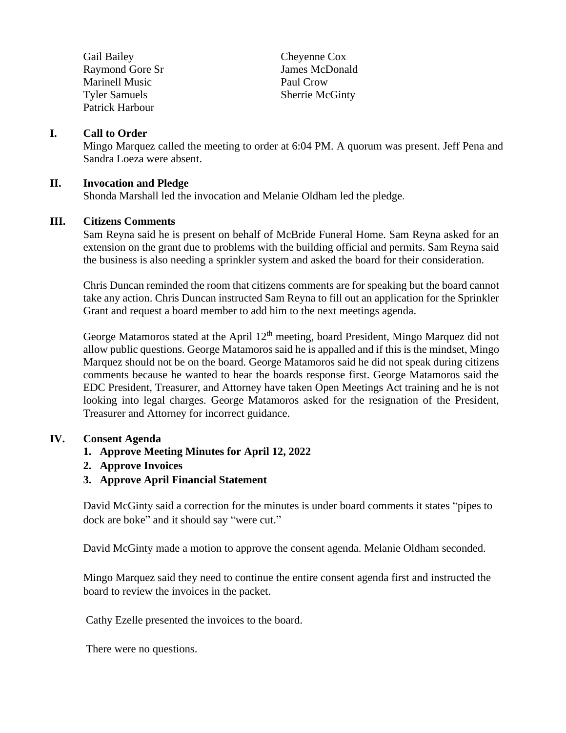Gail Bailey
Raymond Gore Sr
Marinell Music
Tyler Samuels
Patrick Harbour
Cheyenne Cox
James McDonald
Paul Crow
Sherrie McGinty

## I. Call to Order

Mingo Marquez called the meeting to order at 6:04 PM. A quorum was present. Jeff Pena and Sandra Loeza were absent.

## II. Invocation and Pledge

Shonda Marshall led the invocation and Melanie Oldham led the pledge.

## III. Citizens Comments

Sam Reyna said he is present on behalf of McBride Funeral Home. Sam Reyna asked for an extension on the grant due to problems with the building official and permits. Sam Reyna said the business is also needing a sprinkler system and asked the board for their consideration.

Chris Duncan reminded the room that citizens comments are for speaking but the board cannot take any action. Chris Duncan instructed Sam Reyna to fill out an application for the Sprinkler Grant and request a board member to add him to the next meetings agenda.

George Matamoros stated at the April 12th meeting, board President, Mingo Marquez did not allow public questions. George Matamoros said he is appalled and if this is the mindset, Mingo Marquez should not be on the board. George Matamoros said he did not speak during citizens comments because he wanted to hear the boards response first. George Matamoros said the EDC President, Treasurer, and Attorney have taken Open Meetings Act training and he is not looking into legal charges. George Matamoros asked for the resignation of the President, Treasurer and Attorney for incorrect guidance.

## IV. Consent Agenda

1. **Approve Meeting Minutes for April 12, 2022**
2. **Approve Invoices**
3. **Approve April Financial Statement**

David McGinty said a correction for the minutes is under board comments it states "pipes to dock are boke" and it should say "were cut."

David McGinty made a motion to approve the consent agenda. Melanie Oldham seconded.

Mingo Marquez said they need to continue the entire consent agenda first and instructed the board to review the invoices in the packet.

Cathy Ezelle presented the invoices to the board.

There were no questions.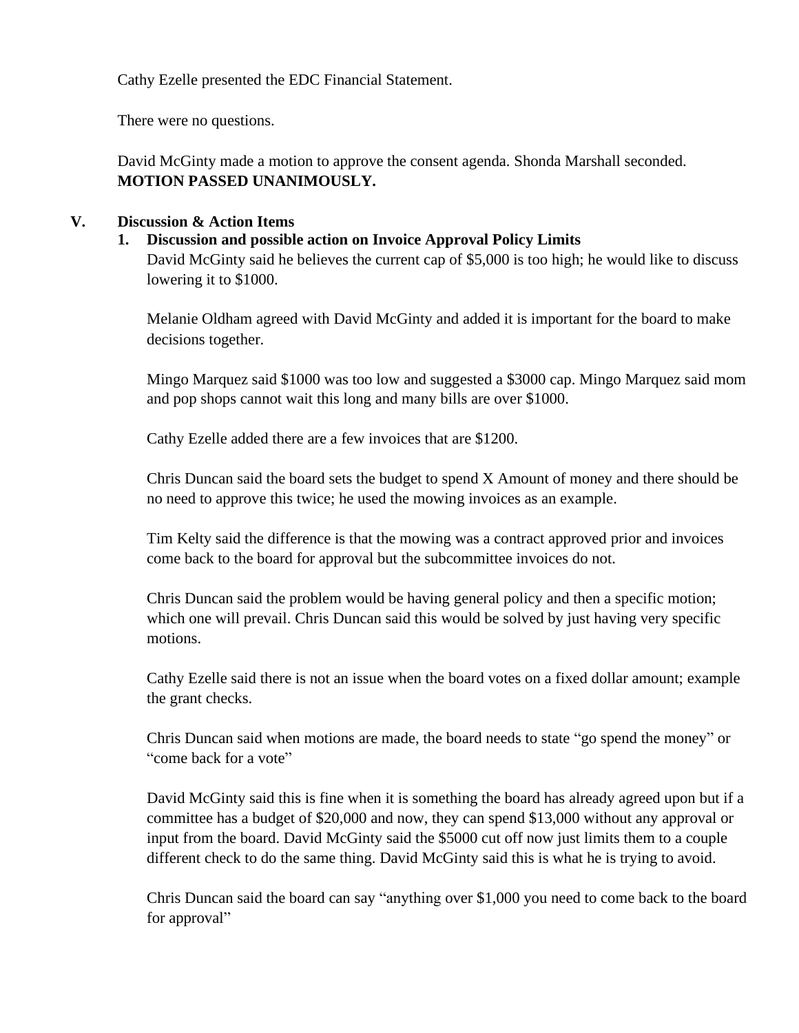Cathy Ezelle presented the EDC Financial Statement.

There were no questions.

David McGinty made a motion to approve the consent agenda. Shonda Marshall seconded.
**MOTION PASSED UNANIMOUSLY.**

## V. Discussion & Action Items

### 1. Discussion and possible action on Invoice Approval Policy Limits

David McGinty said he believes the current cap of $5,000 is too high; he would like to discuss lowering it to $1000.

Melanie Oldham agreed with David McGinty and added it is important for the board to make decisions together.

Mingo Marquez said $1000 was too low and suggested a $3000 cap. Mingo Marquez said mom and pop shops cannot wait this long and many bills are over $1000.

Cathy Ezelle added there are a few invoices that are $1200.

Chris Duncan said the board sets the budget to spend X Amount of money and there should be no need to approve this twice; he used the mowing invoices as an example.

Tim Kelty said the difference is that the mowing was a contract approved prior and invoices come back to the board for approval but the subcommittee invoices do not.

Chris Duncan said the problem would be having general policy and then a specific motion; which one will prevail. Chris Duncan said this would be solved by just having very specific motions.

Cathy Ezelle said there is not an issue when the board votes on a fixed dollar amount; example the grant checks.

Chris Duncan said when motions are made, the board needs to state "go spend the money" or "come back for a vote"

David McGinty said this is fine when it is something the board has already agreed upon but if a committee has a budget of $20,000 and now, they can spend $13,000 without any approval or input from the board. David McGinty said the $5000 cut off now just limits them to a couple different check to do the same thing. David McGinty said this is what he is trying to avoid.

Chris Duncan said the board can say "anything over $1,000 you need to come back to the board for approval"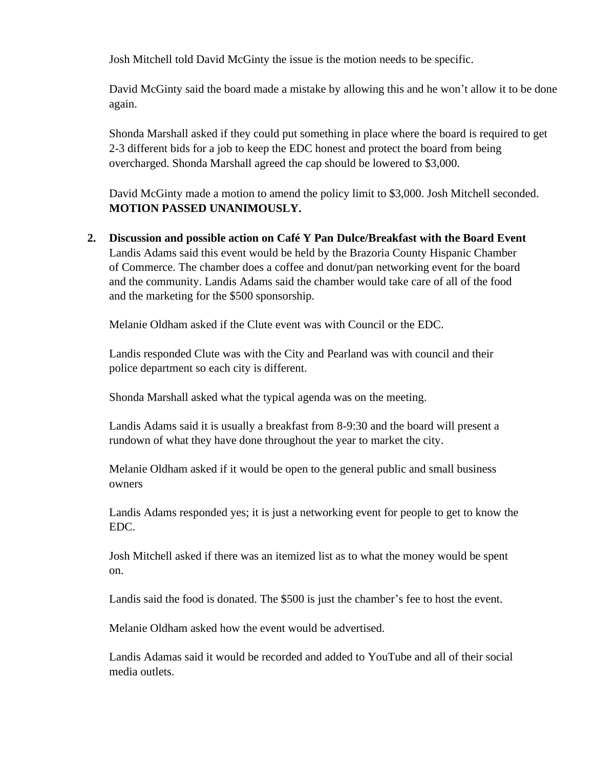Josh Mitchell told David McGinty the issue is the motion needs to be specific.

David McGinty said the board made a mistake by allowing this and he won't allow it to be done again.

Shonda Marshall asked if they could put something in place where the board is required to get 2-3 different bids for a job to keep the EDC honest and protect the board from being overcharged. Shonda Marshall agreed the cap should be lowered to $3,000.

David McGinty made a motion to amend the policy limit to $3,000. Josh Mitchell seconded. **MOTION PASSED UNANIMOUSLY.**

2. **Discussion and possible action on Café Y Pan Dulce/Breakfast with the Board Event**
   Landis Adams said this event would be held by the Brazoria County Hispanic Chamber of Commerce. The chamber does a coffee and donut/pan networking event for the board and the community. Landis Adams said the chamber would take care of all of the food and the marketing for the $500 sponsorship.

   Melanie Oldham asked if the Clute event was with Council or the EDC.

   Landis responded Clute was with the City and Pearland was with council and their police department so each city is different.

   Shonda Marshall asked what the typical agenda was on the meeting.

   Landis Adams said it is usually a breakfast from 8-9:30 and the board will present a rundown of what they have done throughout the year to market the city.

   Melanie Oldham asked if it would be open to the general public and small business owners

   Landis Adams responded yes; it is just a networking event for people to get to know the EDC.

   Josh Mitchell asked if there was an itemized list as to what the money would be spent on.

   Landis said the food is donated. The $500 is just the chamber's fee to host the event.

   Melanie Oldham asked how the event would be advertised.

   Landis Adamas said it would be recorded and added to YouTube and all of their social media outlets.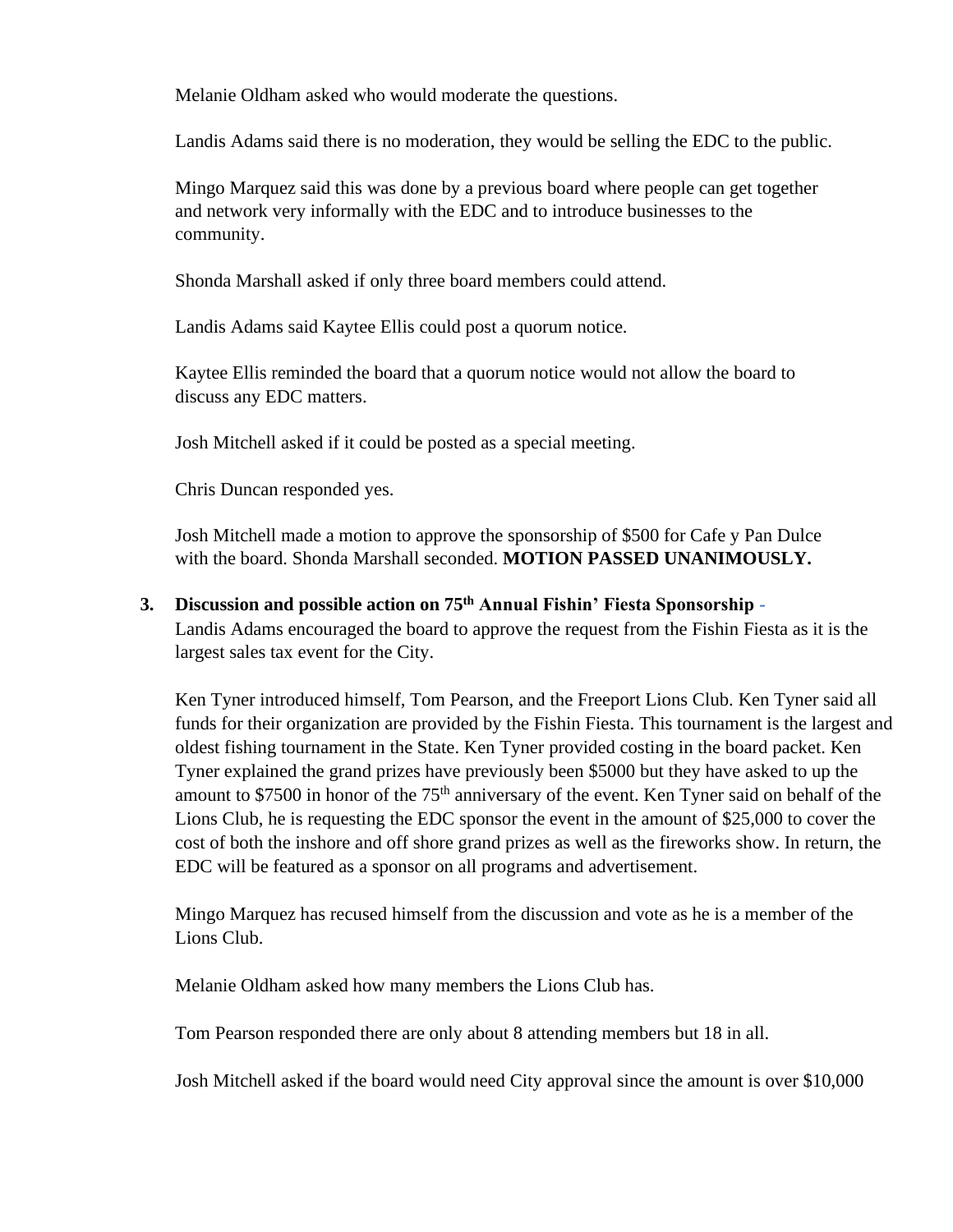Melanie Oldham asked who would moderate the questions.

Landis Adams said there is no moderation, they would be selling the EDC to the public.

Mingo Marquez said this was done by a previous board where people can get together and network very informally with the EDC and to introduce businesses to the community.

Shonda Marshall asked if only three board members could attend.

Landis Adams said Kaytee Ellis could post a quorum notice.

Kaytee Ellis reminded the board that a quorum notice would not allow the board to discuss any EDC matters.

Josh Mitchell asked if it could be posted as a special meeting.

Chris Duncan responded yes.

Josh Mitchell made a motion to approve the sponsorship of $500 for Cafe y Pan Dulce with the board. Shonda Marshall seconded. **MOTION PASSED UNANIMOUSLY.**

3. **Discussion and possible action on 75th Annual Fishin' Fiesta Sponsorship** -
Landis Adams encouraged the board to approve the request from the Fishin Fiesta as it is the largest sales tax event for the City.

Ken Tyner introduced himself, Tom Pearson, and the Freeport Lions Club. Ken Tyner said all funds for their organization are provided by the Fishin Fiesta. This tournament is the largest and oldest fishing tournament in the State. Ken Tyner provided costing in the board packet. Ken Tyner explained the grand prizes have previously been $5000 but they have asked to up the amount to $7500 in honor of the 75th anniversary of the event. Ken Tyner said on behalf of the Lions Club, he is requesting the EDC sponsor the event in the amount of $25,000 to cover the cost of both the inshore and off shore grand prizes as well as the fireworks show. In return, the EDC will be featured as a sponsor on all programs and advertisement.

Mingo Marquez has recused himself from the discussion and vote as he is a member of the Lions Club.

Melanie Oldham asked how many members the Lions Club has.

Tom Pearson responded there are only about 8 attending members but 18 in all.

Josh Mitchell asked if the board would need City approval since the amount is over $10,000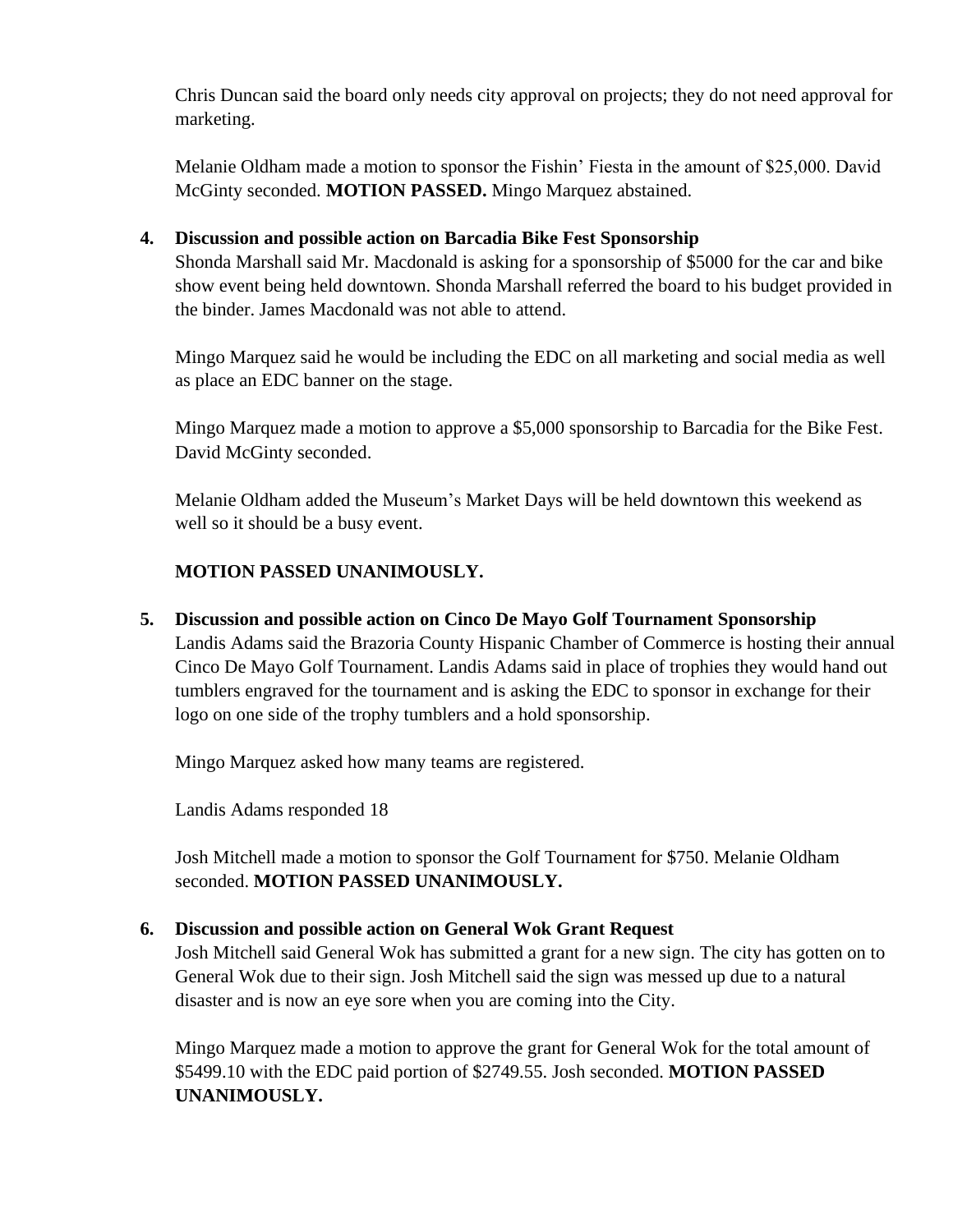Chris Duncan said the board only needs city approval on projects; they do not need approval for marketing.

Melanie Oldham made a motion to sponsor the Fishin' Fiesta in the amount of $25,000. David McGinty seconded. **MOTION PASSED.** Mingo Marquez abstained.

4. **Discussion and possible action on Barcadia Bike Fest Sponsorship**
   Shonda Marshall said Mr. Macdonald is asking for a sponsorship of $5000 for the car and bike show event being held downtown. Shonda Marshall referred the board to his budget provided in the binder. James Macdonald was not able to attend.

   Mingo Marquez said he would be including the EDC on all marketing and social media as well as place an EDC banner on the stage.

   Mingo Marquez made a motion to approve a $5,000 sponsorship to Barcadia for the Bike Fest. David McGinty seconded.

   Melanie Oldham added the Museum's Market Days will be held downtown this weekend as well so it should be a busy event.

   **MOTION PASSED UNANIMOUSLY.**

5. **Discussion and possible action on Cinco De Mayo Golf Tournament Sponsorship**
   Landis Adams said the Brazoria County Hispanic Chamber of Commerce is hosting their annual Cinco De Mayo Golf Tournament. Landis Adams said in place of trophies they would hand out tumblers engraved for the tournament and is asking the EDC to sponsor in exchange for their logo on one side of the trophy tumblers and a hold sponsorship.

   Mingo Marquez asked how many teams are registered.

   Landis Adams responded 18

   Josh Mitchell made a motion to sponsor the Golf Tournament for $750. Melanie Oldham seconded. **MOTION PASSED UNANIMOUSLY.**

6. **Discussion and possible action on General Wok Grant Request**
   Josh Mitchell said General Wok has submitted a grant for a new sign. The city has gotten on to General Wok due to their sign. Josh Mitchell said the sign was messed up due to a natural disaster and is now an eye sore when you are coming into the City.

   Mingo Marquez made a motion to approve the grant for General Wok for the total amount of $5499.10 with the EDC paid portion of $2749.55. Josh seconded. **MOTION PASSED UNANIMOUSLY.**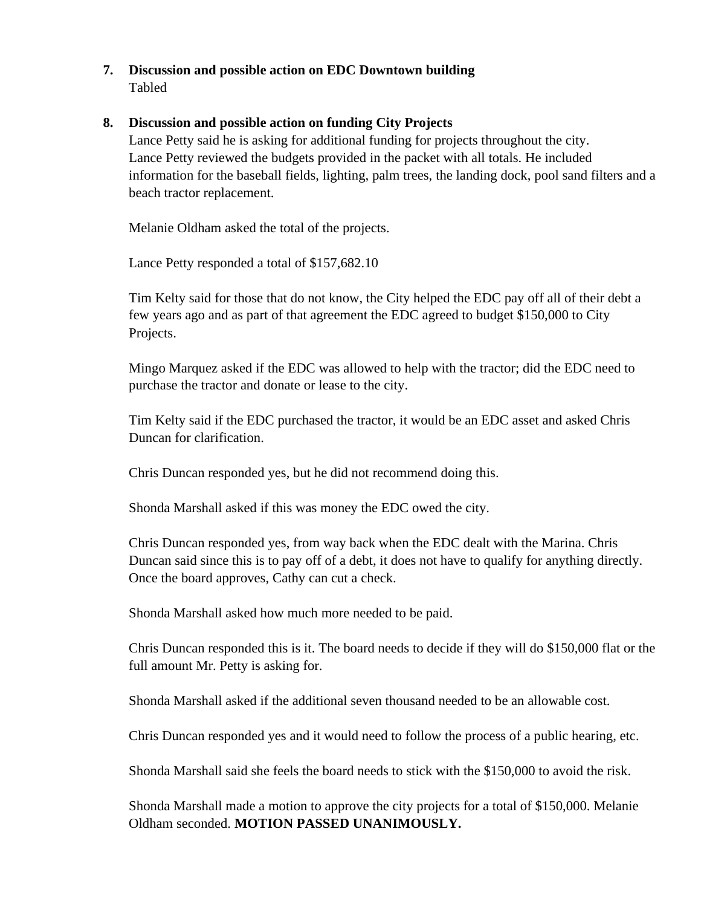7. **Discussion and possible action on EDC Downtown building**
   Tabled

8. **Discussion and possible action on funding City Projects**
   Lance Petty said he is asking for additional funding for projects throughout the city. Lance Petty reviewed the budgets provided in the packet with all totals. He included information for the baseball fields, lighting, palm trees, the landing dock, pool sand filters and a beach tractor replacement.

   Melanie Oldham asked the total of the projects.

   Lance Petty responded a total of $157,682.10

   Tim Kelty said for those that do not know, the City helped the EDC pay off all of their debt a few years ago and as part of that agreement the EDC agreed to budget $150,000 to City Projects.

   Mingo Marquez asked if the EDC was allowed to help with the tractor; did the EDC need to purchase the tractor and donate or lease to the city.

   Tim Kelty said if the EDC purchased the tractor, it would be an EDC asset and asked Chris Duncan for clarification.

   Chris Duncan responded yes, but he did not recommend doing this.

   Shonda Marshall asked if this was money the EDC owed the city.

   Chris Duncan responded yes, from way back when the EDC dealt with the Marina. Chris Duncan said since this is to pay off of a debt, it does not have to qualify for anything directly. Once the board approves, Cathy can cut a check.

   Shonda Marshall asked how much more needed to be paid.

   Chris Duncan responded this is it. The board needs to decide if they will do $150,000 flat or the full amount Mr. Petty is asking for.

   Shonda Marshall asked if the additional seven thousand needed to be an allowable cost.

   Chris Duncan responded yes and it would need to follow the process of a public hearing, etc.

   Shonda Marshall said she feels the board needs to stick with the $150,000 to avoid the risk.

   Shonda Marshall made a motion to approve the city projects for a total of $150,000. Melanie Oldham seconded. **MOTION PASSED UNANIMOUSLY.**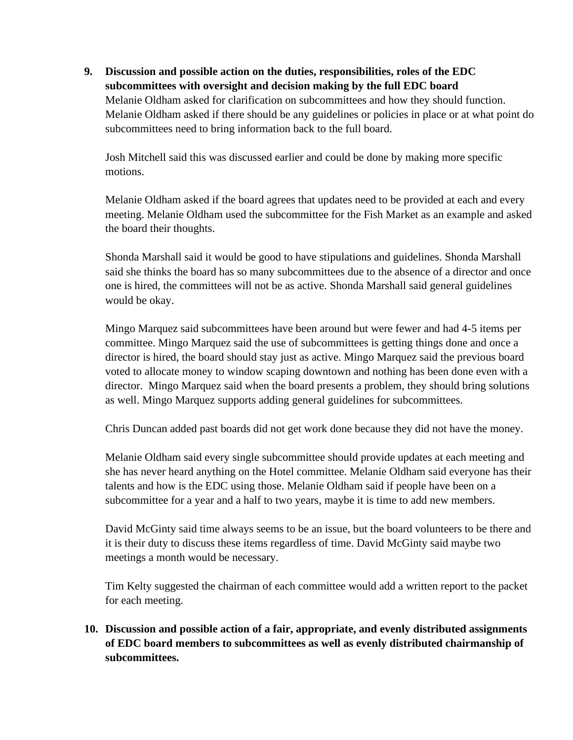9. **Discussion and possible action on the duties, responsibilities, roles of the EDC subcommittees with oversight and decision making by the full EDC board**
   Melanie Oldham asked for clarification on subcommittees and how they should function. Melanie Oldham asked if there should be any guidelines or policies in place or at what point do subcommittees need to bring information back to the full board.

   Josh Mitchell said this was discussed earlier and could be done by making more specific motions.

   Melanie Oldham asked if the board agrees that updates need to be provided at each and every meeting. Melanie Oldham used the subcommittee for the Fish Market as an example and asked the board their thoughts.

   Shonda Marshall said it would be good to have stipulations and guidelines. Shonda Marshall said she thinks the board has so many subcommittees due to the absence of a director and once one is hired, the committees will not be as active. Shonda Marshall said general guidelines would be okay.

   Mingo Marquez said subcommittees have been around but were fewer and had 4-5 items per committee. Mingo Marquez said the use of subcommittees is getting things done and once a director is hired, the board should stay just as active. Mingo Marquez said the previous board voted to allocate money to window scaping downtown and nothing has been done even with a director. Mingo Marquez said when the board presents a problem, they should bring solutions as well. Mingo Marquez supports adding general guidelines for subcommittees.

   Chris Duncan added past boards did not get work done because they did not have the money.

   Melanie Oldham said every single subcommittee should provide updates at each meeting and she has never heard anything on the Hotel committee. Melanie Oldham said everyone has their talents and how is the EDC using those. Melanie Oldham said if people have been on a subcommittee for a year and a half to two years, maybe it is time to add new members.

   David McGinty said time always seems to be an issue, but the board volunteers to be there and it is their duty to discuss these items regardless of time. David McGinty said maybe two meetings a month would be necessary.

   Tim Kelty suggested the chairman of each committee would add a written report to the packet for each meeting.

10. **Discussion and possible action of a fair, appropriate, and evenly distributed assignments of EDC board members to subcommittees as well as evenly distributed chairmanship of subcommittees.**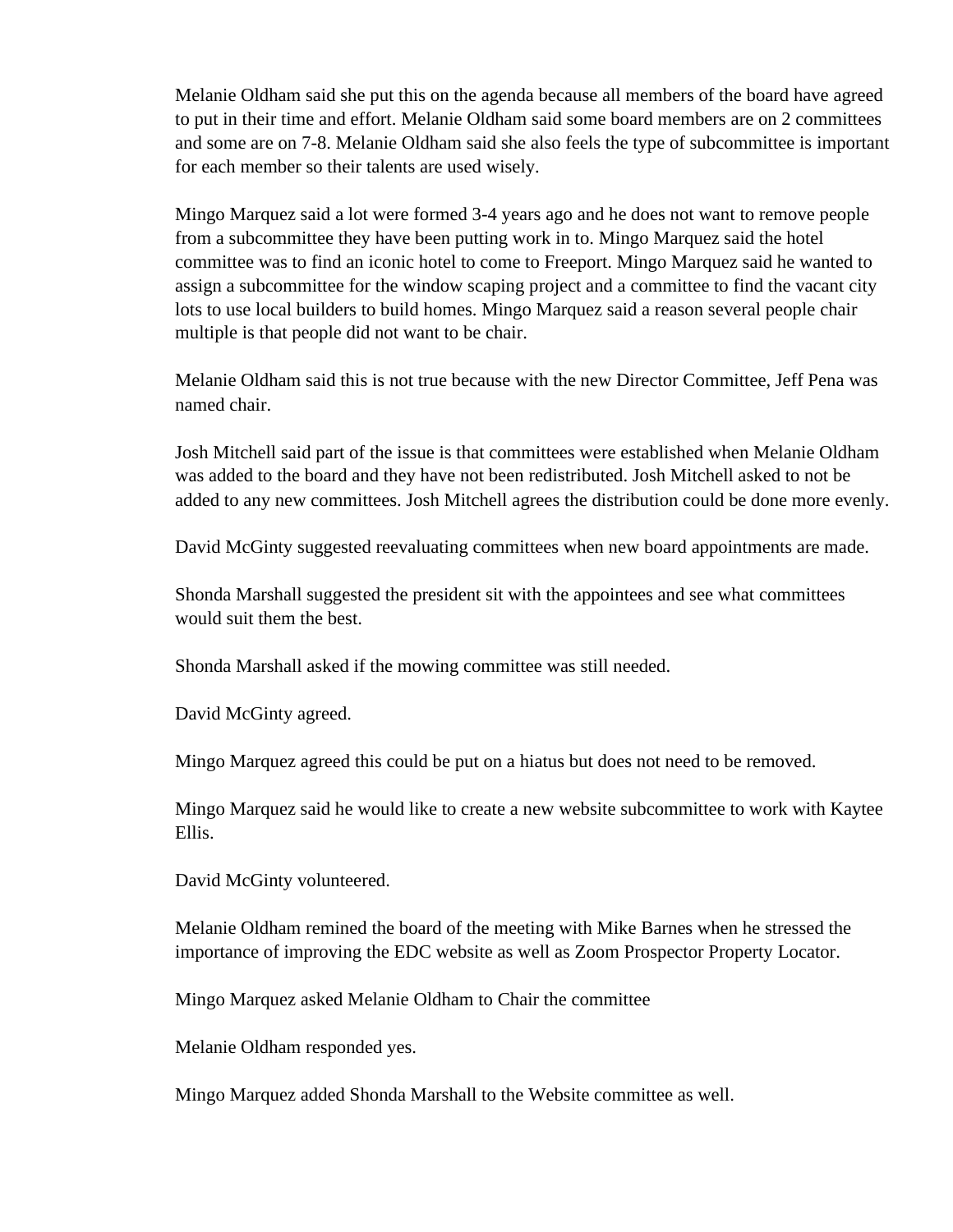Melanie Oldham said she put this on the agenda because all members of the board have agreed to put in their time and effort. Melanie Oldham said some board members are on 2 committees and some are on 7-8. Melanie Oldham said she also feels the type of subcommittee is important for each member so their talents are used wisely.

Mingo Marquez said a lot were formed 3-4 years ago and he does not want to remove people from a subcommittee they have been putting work in to. Mingo Marquez said the hotel committee was to find an iconic hotel to come to Freeport. Mingo Marquez said he wanted to assign a subcommittee for the window scaping project and a committee to find the vacant city lots to use local builders to build homes. Mingo Marquez said a reason several people chair multiple is that people did not want to be chair.

Melanie Oldham said this is not true because with the new Director Committee, Jeff Pena was named chair.

Josh Mitchell said part of the issue is that committees were established when Melanie Oldham was added to the board and they have not been redistributed. Josh Mitchell asked to not be added to any new committees. Josh Mitchell agrees the distribution could be done more evenly.

David McGinty suggested reevaluating committees when new board appointments are made.

Shonda Marshall suggested the president sit with the appointees and see what committees would suit them the best.

Shonda Marshall asked if the mowing committee was still needed.

David McGinty agreed.

Mingo Marquez agreed this could be put on a hiatus but does not need to be removed.

Mingo Marquez said he would like to create a new website subcommittee to work with Kaytee Ellis.

David McGinty volunteered.

Melanie Oldham remined the board of the meeting with Mike Barnes when he stressed the importance of improving the EDC website as well as Zoom Prospector Property Locator.

Mingo Marquez asked Melanie Oldham to Chair the committee

Melanie Oldham responded yes.

Mingo Marquez added Shonda Marshall to the Website committee as well.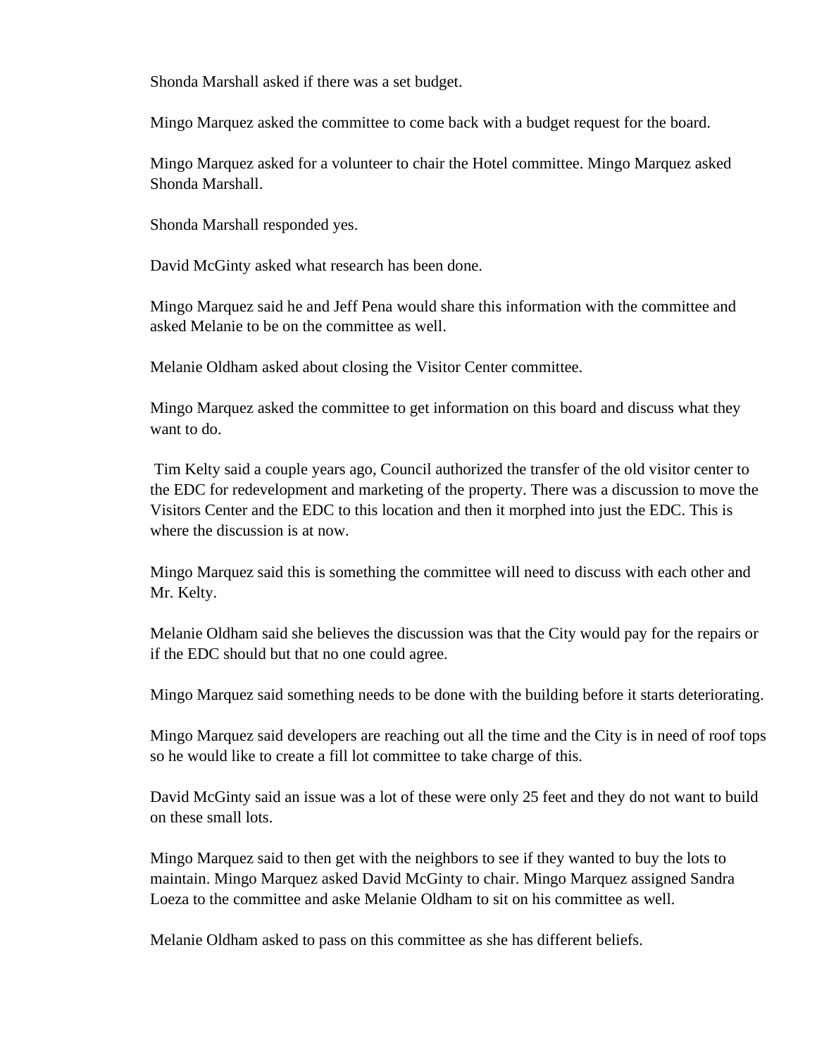Shonda Marshall asked if there was a set budget.

Mingo Marquez asked the committee to come back with a budget request for the board.

Mingo Marquez asked for a volunteer to chair the Hotel committee. Mingo Marquez asked Shonda Marshall.

Shonda Marshall responded yes.

David McGinty asked what research has been done.

Mingo Marquez said he and Jeff Pena would share this information with the committee and asked Melanie to be on the committee as well.

Melanie Oldham asked about closing the Visitor Center committee.

Mingo Marquez asked the committee to get information on this board and discuss what they want to do.

Tim Kelty said a couple years ago, Council authorized the transfer of the old visitor center to the EDC for redevelopment and marketing of the property. There was a discussion to move the Visitors Center and the EDC to this location and then it morphed into just the EDC. This is where the discussion is at now.

Mingo Marquez said this is something the committee will need to discuss with each other and Mr. Kelty.

Melanie Oldham said she believes the discussion was that the City would pay for the repairs or if the EDC should but that no one could agree.

Mingo Marquez said something needs to be done with the building before it starts deteriorating.

Mingo Marquez said developers are reaching out all the time and the City is in need of roof tops so he would like to create a fill lot committee to take charge of this.

David McGinty said an issue was a lot of these were only 25 feet and they do not want to build on these small lots.

Mingo Marquez said to then get with the neighbors to see if they wanted to buy the lots to maintain. Mingo Marquez asked David McGinty to chair. Mingo Marquez assigned Sandra Loeza to the committee and aske Melanie Oldham to sit on his committee as well.

Melanie Oldham asked to pass on this committee as she has different beliefs.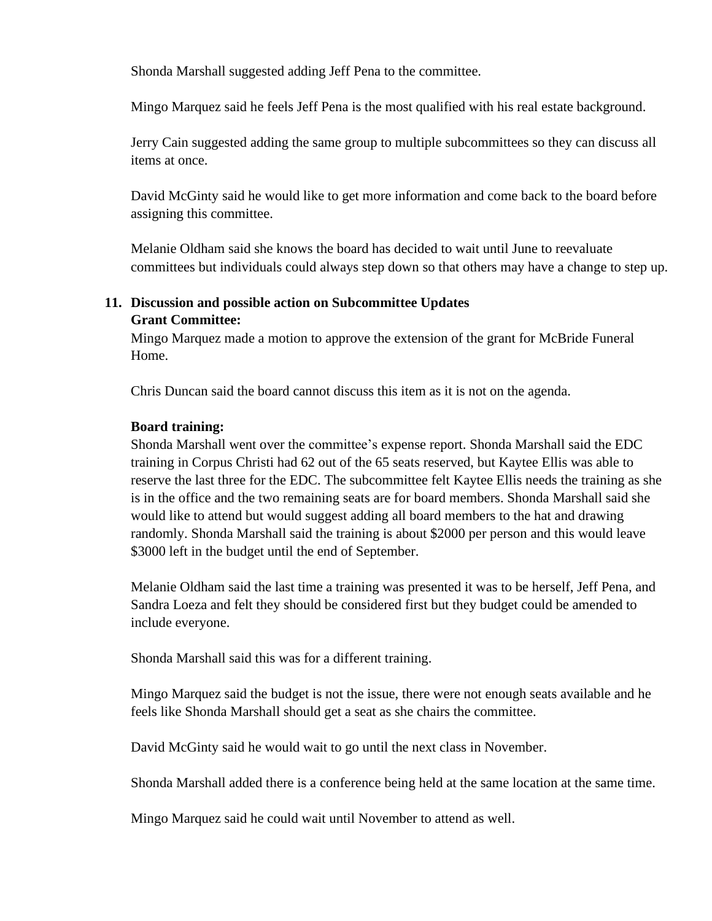Shonda Marshall suggested adding Jeff Pena to the committee.

Mingo Marquez said he feels Jeff Pena is the most qualified with his real estate background.

Jerry Cain suggested adding the same group to multiple subcommittees so they can discuss all items at once.

David McGinty said he would like to get more information and come back to the board before assigning this committee.

Melanie Oldham said she knows the board has decided to wait until June to reevaluate committees but individuals could always step down so that others may have a change to step up.

**11. Discussion and possible action on Subcommittee Updates**

**Grant Committee:**

Mingo Marquez made a motion to approve the extension of the grant for McBride Funeral Home.

Chris Duncan said the board cannot discuss this item as it is not on the agenda.

**Board training:**

Shonda Marshall went over the committee's expense report. Shonda Marshall said the EDC training in Corpus Christi had 62 out of the 65 seats reserved, but Kaytee Ellis was able to reserve the last three for the EDC. The subcommittee felt Kaytee Ellis needs the training as she is in the office and the two remaining seats are for board members. Shonda Marshall said she would like to attend but would suggest adding all board members to the hat and drawing randomly. Shonda Marshall said the training is about $2000 per person and this would leave $3000 left in the budget until the end of September.

Melanie Oldham said the last time a training was presented it was to be herself, Jeff Pena, and Sandra Loeza and felt they should be considered first but they budget could be amended to include everyone.

Shonda Marshall said this was for a different training.

Mingo Marquez said the budget is not the issue, there were not enough seats available and he feels like Shonda Marshall should get a seat as she chairs the committee.

David McGinty said he would wait to go until the next class in November.

Shonda Marshall added there is a conference being held at the same location at the same time.

Mingo Marquez said he could wait until November to attend as well.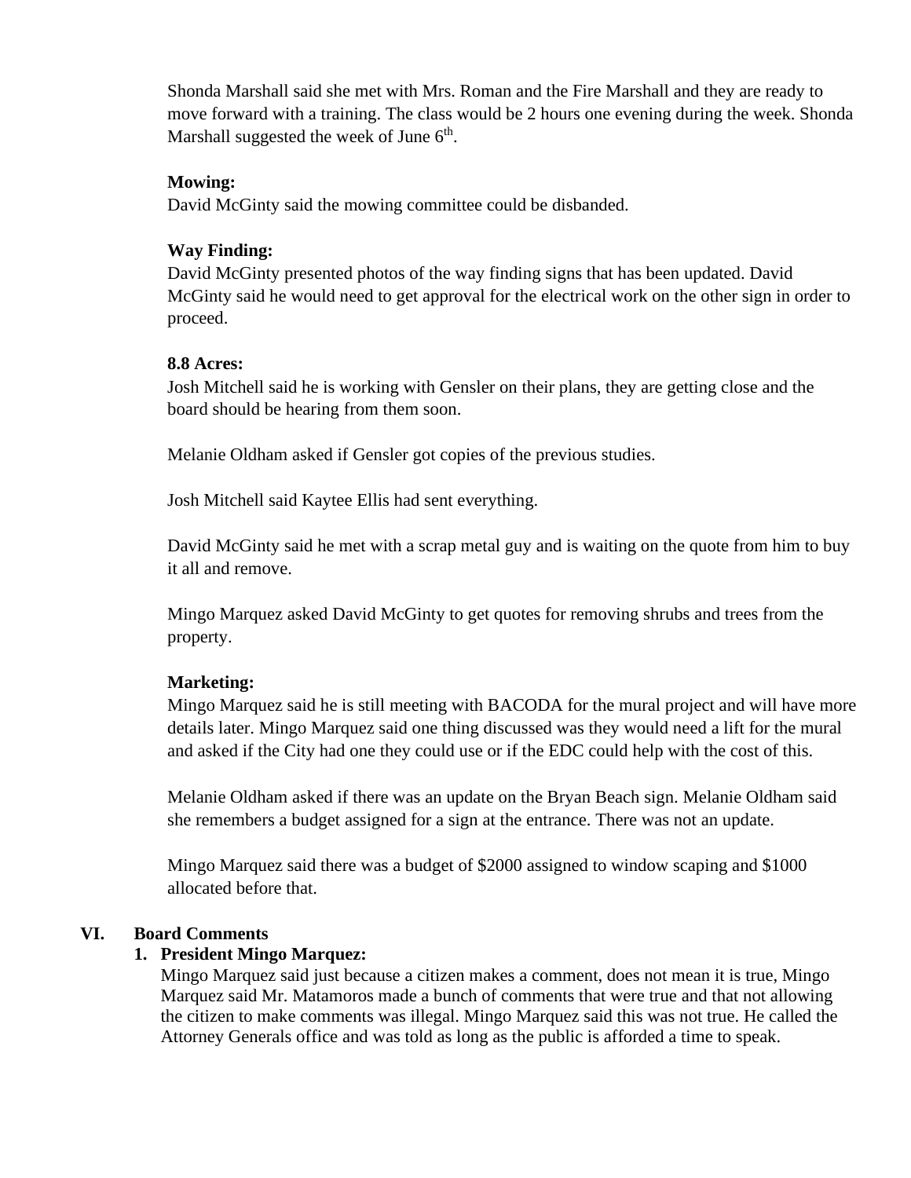Shonda Marshall said she met with Mrs. Roman and the Fire Marshall and they are ready to move forward with a training. The class would be 2 hours one evening during the week. Shonda Marshall suggested the week of June 6th.

**Mowing:**
David McGinty said the mowing committee could be disbanded.

**Way Finding:**
David McGinty presented photos of the way finding signs that has been updated. David McGinty said he would need to get approval for the electrical work on the other sign in order to proceed.

**8.8 Acres:**
Josh Mitchell said he is working with Gensler on their plans, they are getting close and the board should be hearing from them soon.

Melanie Oldham asked if Gensler got copies of the previous studies.

Josh Mitchell said Kaytee Ellis had sent everything.

David McGinty said he met with a scrap metal guy and is waiting on the quote from him to buy it all and remove.

Mingo Marquez asked David McGinty to get quotes for removing shrubs and trees from the property.

**Marketing:**
Mingo Marquez said he is still meeting with BACODA for the mural project and will have more details later. Mingo Marquez said one thing discussed was they would need a lift for the mural and asked if the City had one they could use or if the EDC could help with the cost of this.

Melanie Oldham asked if there was an update on the Bryan Beach sign. Melanie Oldham said she remembers a budget assigned for a sign at the entrance. There was not an update.

Mingo Marquez said there was a budget of $2000 assigned to window scaping and $1000 allocated before that.

## VI. Board Comments

**1. President Mingo Marquez:**
Mingo Marquez said just because a citizen makes a comment, does not mean it is true, Mingo Marquez said Mr. Matamoros made a bunch of comments that were true and that not allowing the citizen to make comments was illegal. Mingo Marquez said this was not true. He called the Attorney Generals office and was told as long as the public is afforded a time to speak.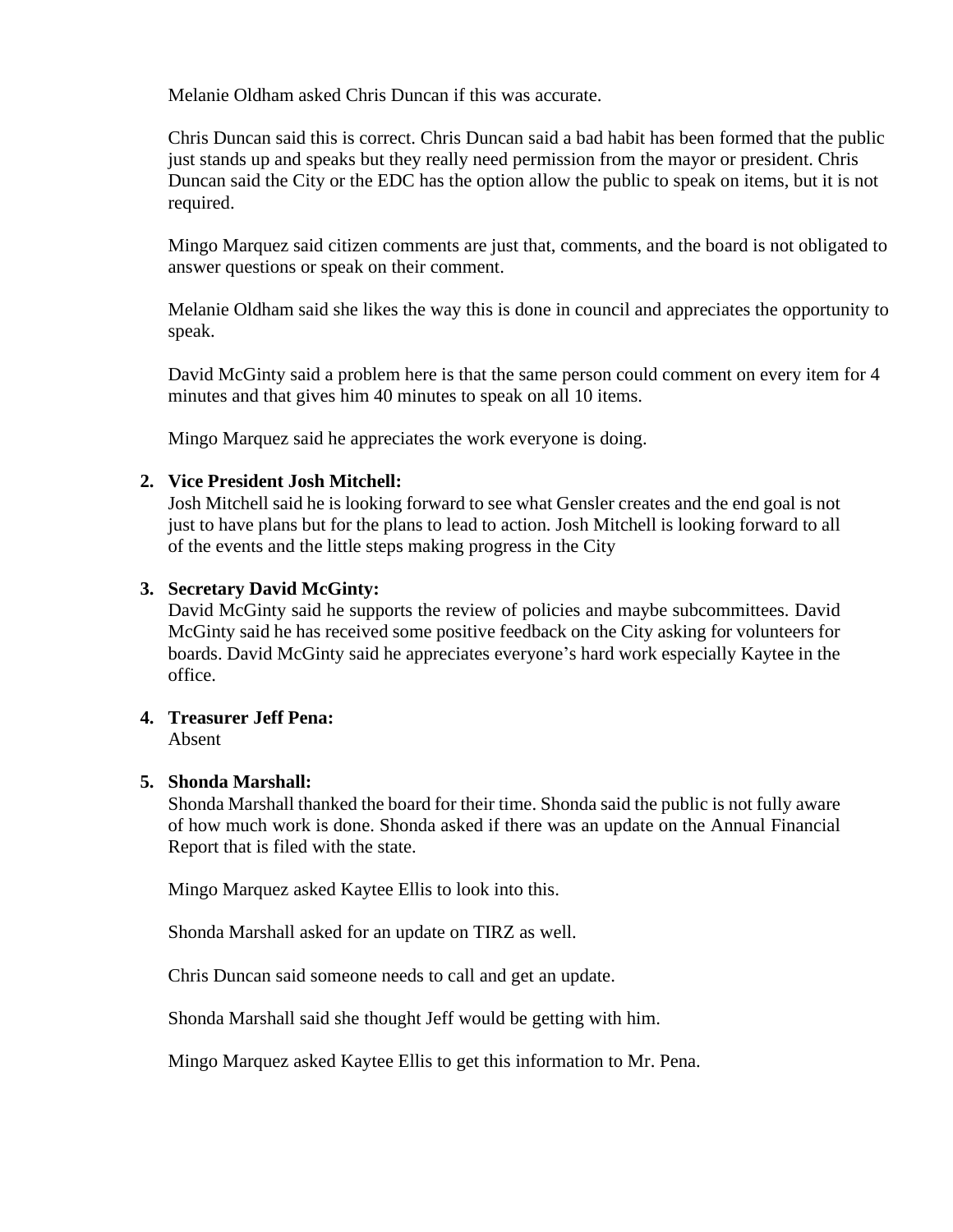Melanie Oldham asked Chris Duncan if this was accurate.

Chris Duncan said this is correct. Chris Duncan said a bad habit has been formed that the public just stands up and speaks but they really need permission from the mayor or president. Chris Duncan said the City or the EDC has the option allow the public to speak on items, but it is not required.

Mingo Marquez said citizen comments are just that, comments, and the board is not obligated to answer questions or speak on their comment.

Melanie Oldham said she likes the way this is done in council and appreciates the opportunity to speak.

David McGinty said a problem here is that the same person could comment on every item for 4 minutes and that gives him 40 minutes to speak on all 10 items.

Mingo Marquez said he appreciates the work everyone is doing.

2. **Vice President Josh Mitchell:**
   Josh Mitchell said he is looking forward to see what Gensler creates and the end goal is not just to have plans but for the plans to lead to action. Josh Mitchell is looking forward to all of the events and the little steps making progress in the City

3. **Secretary David McGinty:**
   David McGinty said he supports the review of policies and maybe subcommittees. David McGinty said he has received some positive feedback on the City asking for volunteers for boards. David McGinty said he appreciates everyone's hard work especially Kaytee in the office.

4. **Treasurer Jeff Pena:**
   Absent

5. **Shonda Marshall:**
   Shonda Marshall thanked the board for their time. Shonda said the public is not fully aware of how much work is done. Shonda asked if there was an update on the Annual Financial Report that is filed with the state.

   Mingo Marquez asked Kaytee Ellis to look into this.

   Shonda Marshall asked for an update on TIRZ as well.

   Chris Duncan said someone needs to call and get an update.

   Shonda Marshall said she thought Jeff would be getting with him.

   Mingo Marquez asked Kaytee Ellis to get this information to Mr. Pena.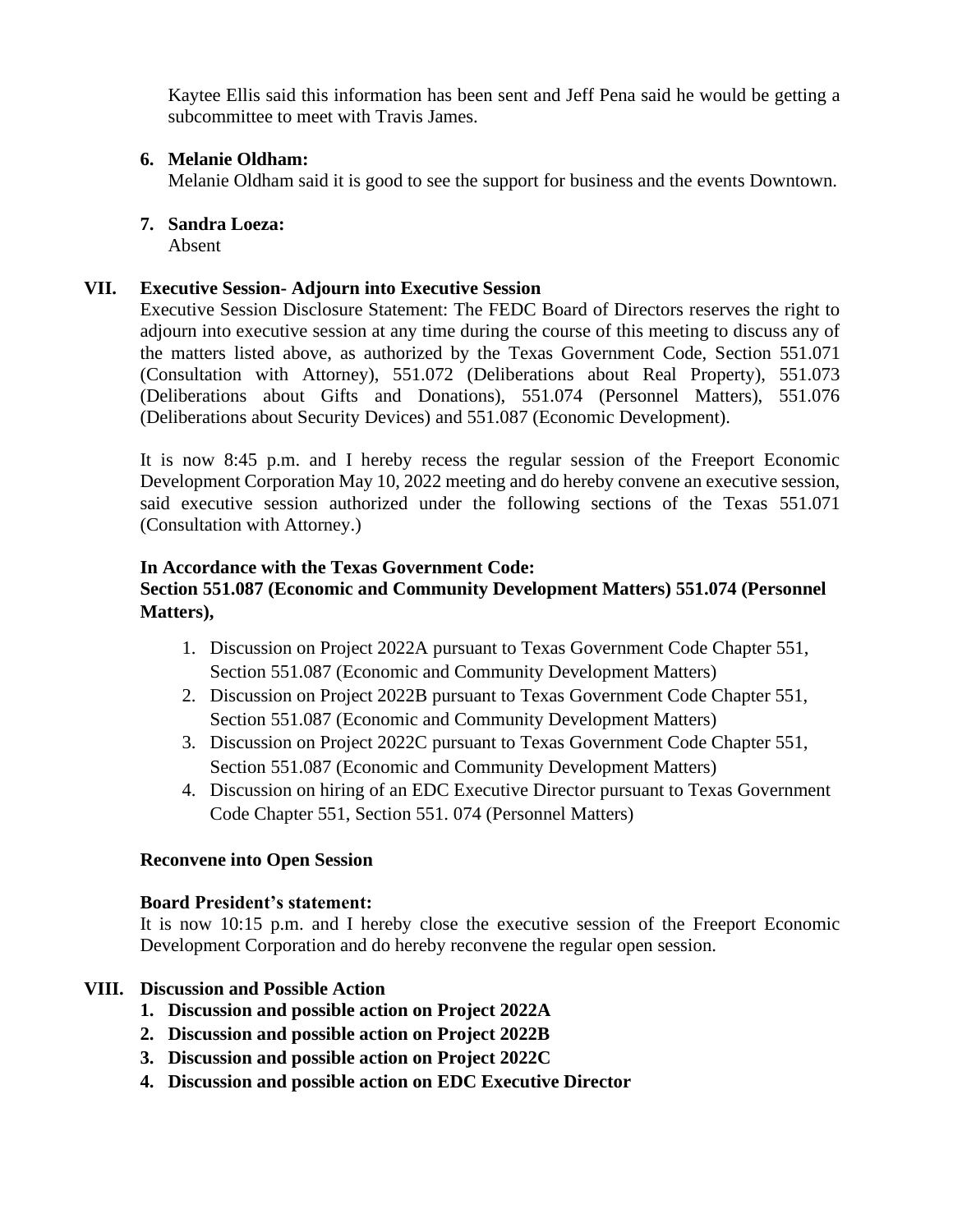Kaytee Ellis said this information has been sent and Jeff Pena said he would be getting a subcommittee to meet with Travis James.

6. **Melanie Oldham:**
   Melanie Oldham said it is good to see the support for business and the events Downtown.

7. **Sandra Loeza:**
   Absent

## VII. Executive Session- Adjourn into Executive Session

Executive Session Disclosure Statement: The FEDC Board of Directors reserves the right to adjourn into executive session at any time during the course of this meeting to discuss any of the matters listed above, as authorized by the Texas Government Code, Section 551.071 (Consultation with Attorney), 551.072 (Deliberations about Real Property), 551.073 (Deliberations about Gifts and Donations), 551.074 (Personnel Matters), 551.076 (Deliberations about Security Devices) and 551.087 (Economic Development).

It is now 8:45 p.m. and I hereby recess the regular session of the Freeport Economic Development Corporation May 10, 2022 meeting and do hereby convene an executive session, said executive session authorized under the following sections of the Texas 551.071 (Consultation with Attorney.)

**In Accordance with the Texas Government Code:**
**Section 551.087 (Economic and Community Development Matters) 551.074 (Personnel Matters),**

1. Discussion on Project 2022A pursuant to Texas Government Code Chapter 551, Section 551.087 (Economic and Community Development Matters)
2. Discussion on Project 2022B pursuant to Texas Government Code Chapter 551, Section 551.087 (Economic and Community Development Matters)
3. Discussion on Project 2022C pursuant to Texas Government Code Chapter 551, Section 551.087 (Economic and Community Development Matters)
4. Discussion on hiring of an EDC Executive Director pursuant to Texas Government Code Chapter 551, Section 551. 074 (Personnel Matters)

**Reconvene into Open Session**

**Board President's statement:**
It is now 10:15 p.m. and I hereby close the executive session of the Freeport Economic Development Corporation and do hereby reconvene the regular open session.

## VIII. Discussion and Possible Action

1. **Discussion and possible action on Project 2022A**
2. **Discussion and possible action on Project 2022B**
3. **Discussion and possible action on Project 2022C**
4. **Discussion and possible action on EDC Executive Director**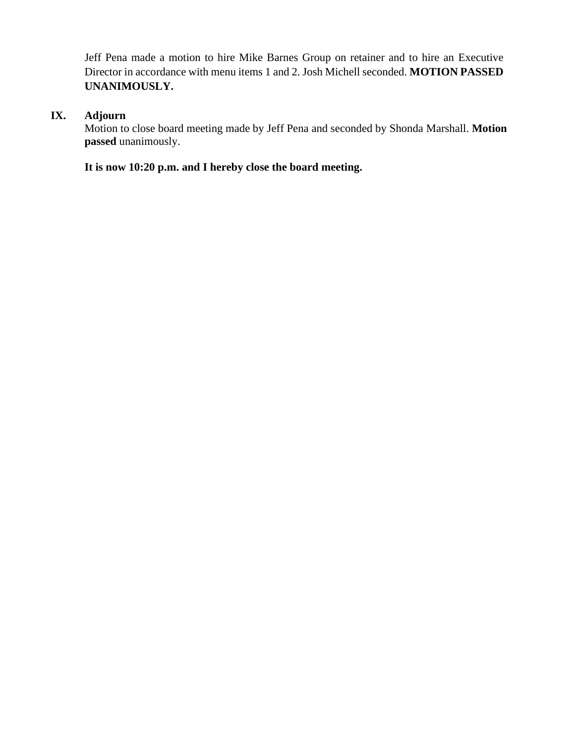Jeff Pena made a motion to hire Mike Barnes Group on retainer and to hire an Executive Director in accordance with menu items 1 and 2. Josh Michell seconded. **MOTION PASSED UNANIMOUSLY.**

## IX. Adjourn

Motion to close board meeting made by Jeff Pena and seconded by Shonda Marshall. **Motion passed** unanimously.

**It is now 10:20 p.m. and I hereby close the board meeting.**